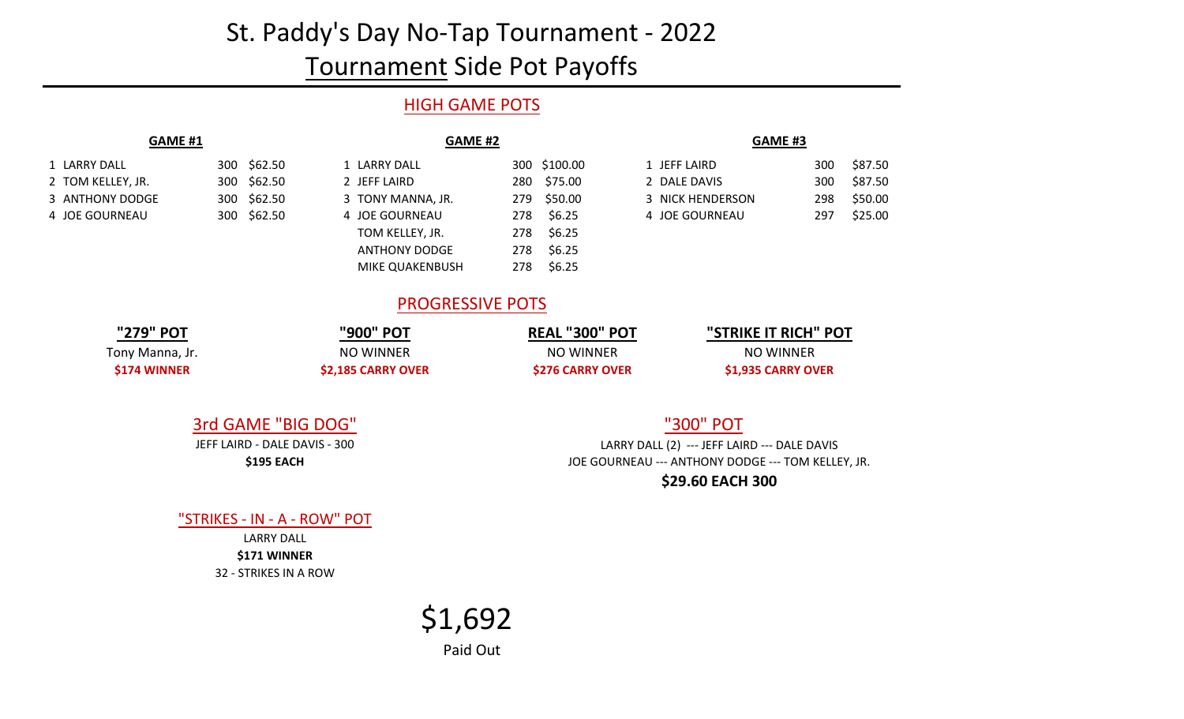# St. Paddy's Day No-Tap Tournament - 2022

## Tournament Side Pot Payoffs

### HIGH GAME POTS

**GAME #1**

| | Name | Score | Payout |
|---|---|---|---|
| 1 | LARRY DALL | 300 | $62.50 |
| 2 | TOM KELLEY, JR. | 300 | $62.50 |
| 3 | ANTHONY DODGE | 300 | $62.50 |
| 4 | JOE GOURNEAU | 300 | $62.50 |

**GAME #2**

| | Name | Score | Payout |
|---|---|---|---|
| 1 | LARRY DALL | 300 | $100.00 |
| 2 | JEFF LAIRD | 280 | $75.00 |
| 3 | TONY MANNA, JR. | 279 | $50.00 |
| 4 | JOE GOURNEAU | 278 | $6.25 |
| | TOM KELLEY, JR. | 278 | $6.25 |
| | ANTHONY DODGE | 278 | $6.25 |
| | MIKE QUAKENBUSH | 278 | $6.25 |

**GAME #3**

| | Name | Score | Payout |
|---|---|---|---|
| 1 | JEFF LAIRD | 300 | $87.50 |
| 2 | DALE DAVIS | 300 | $87.50 |
| 3 | NICK HENDERSON | 298 | $50.00 |
| 4 | JOE GOURNEAU | 297 | $25.00 |

### PROGRESSIVE POTS

| "279" POT | "900" POT | REAL "300" POT | "STRIKE IT RICH" POT |
|---|---|---|---|
| Tony Manna, Jr. | NO WINNER | NO WINNER | NO WINNER |
| **$174 WINNER** | **$2,185 CARRY OVER** | **$276 CARRY OVER** | **$1,935 CARRY OVER** |

### 3rd GAME "BIG DOG"

JEFF LAIRD - DALE DAVIS - 300

**$195 EACH**

### "300" POT

LARRY DALL (2) --- JEFF LAIRD --- DALE DAVIS

JOE GOURNEAU --- ANTHONY DODGE --- TOM KELLEY, JR.

**$29.60 EACH 300**

### "STRIKES - IN - A - ROW" POT

LARRY DALL

**$171 WINNER**

32 - STRIKES IN A ROW

# $1,692

Paid Out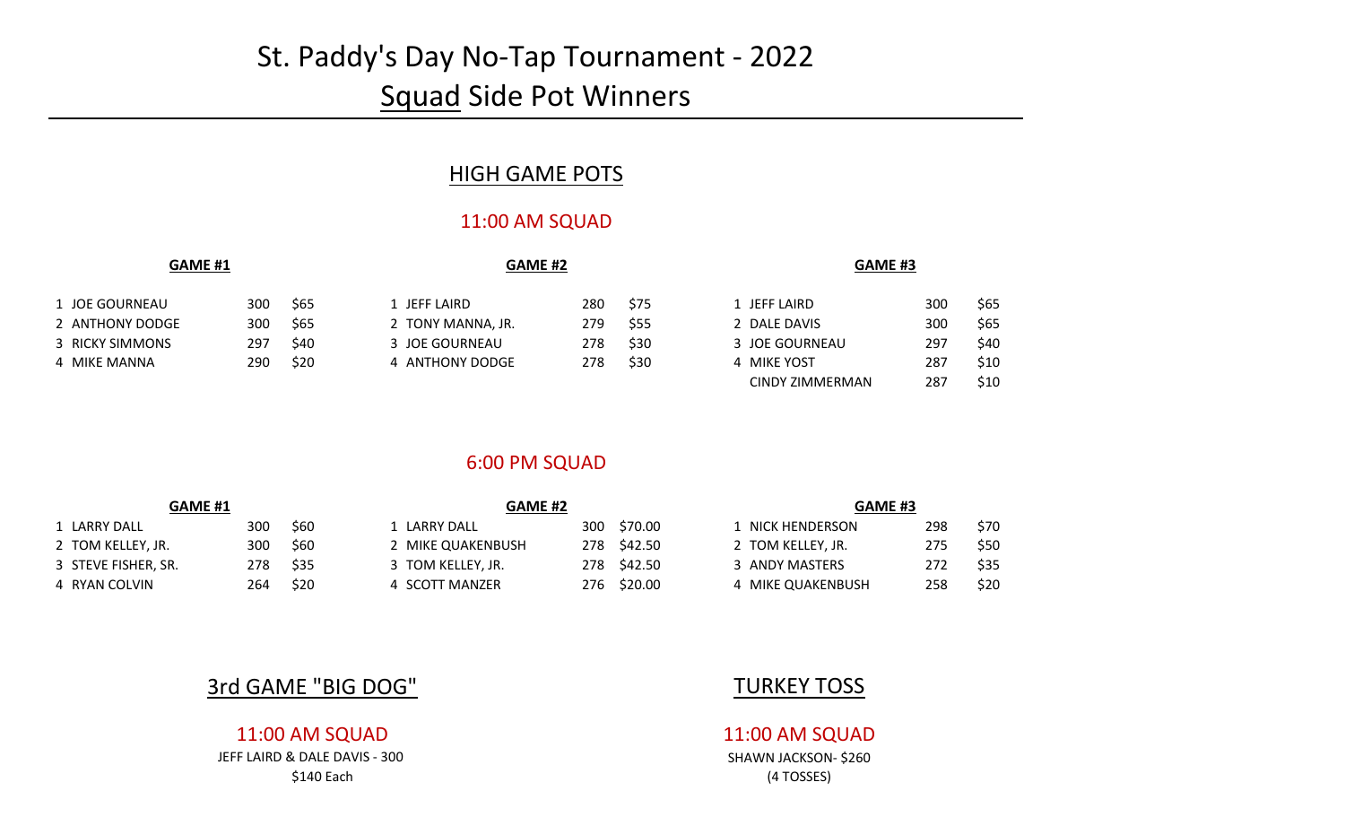# St. Paddy's Day No-Tap Tournament - 2022

## Squad Side Pot Winners

### HIGH GAME POTS

#### 11:00 AM SQUAD

**GAME #1**

| | Name | Score | Pot |
|---|---|---|---|
| 1 | JOE GOURNEAU | 300 | $65 |
| 2 | ANTHONY DODGE | 300 | $65 |
| 3 | RICKY SIMMONS | 297 | $40 |
| 4 | MIKE MANNA | 290 | $20 |

**GAME #2**

| | Name | Score | Pot |
|---|---|---|---|
| 1 | JEFF LAIRD | 280 | $75 |
| 2 | TONY MANNA, JR. | 279 | $55 |
| 3 | JOE GOURNEAU | 278 | $30 |
| 4 | ANTHONY DODGE | 278 | $30 |

**GAME #3**

| | Name | Score | Pot |
|---|---|---|---|
| 1 | JEFF LAIRD | 300 | $65 |
| 2 | DALE DAVIS | 300 | $65 |
| 3 | JOE GOURNEAU | 297 | $40 |
| 4 | MIKE YOST | 287 | $10 |
| | CINDY ZIMMERMAN | 287 | $10 |

#### 6:00 PM SQUAD

**GAME #1**

| | Name | Score | Pot |
|---|---|---|---|
| 1 | LARRY DALL | 300 | $60 |
| 2 | TOM KELLEY, JR. | 300 | $60 |
| 3 | STEVE FISHER, SR. | 278 | $35 |
| 4 | RYAN COLVIN | 264 | $20 |

**GAME #2**

| | Name | Score | Pot |
|---|---|---|---|
| 1 | LARRY DALL | 300 | $70.00 |
| 2 | MIKE QUAKENBUSH | 278 | $42.50 |
| 3 | TOM KELLEY, JR. | 278 | $42.50 |
| 4 | SCOTT MANZER | 276 | $20.00 |

**GAME #3**

| | Name | Score | Pot |
|---|---|---|---|
| 1 | NICK HENDERSON | 298 | $70 |
| 2 | TOM KELLEY, JR. | 275 | $50 |
| 3 | ANDY MASTERS | 272 | $35 |
| 4 | MIKE QUAKENBUSH | 258 | $20 |

### 3rd GAME "BIG DOG"

#### 11:00 AM SQUAD

JEFF LAIRD & DALE DAVIS - 300

$140 Each

### TURKEY TOSS

#### 11:00 AM SQUAD

SHAWN JACKSON- $260

(4 TOSSES)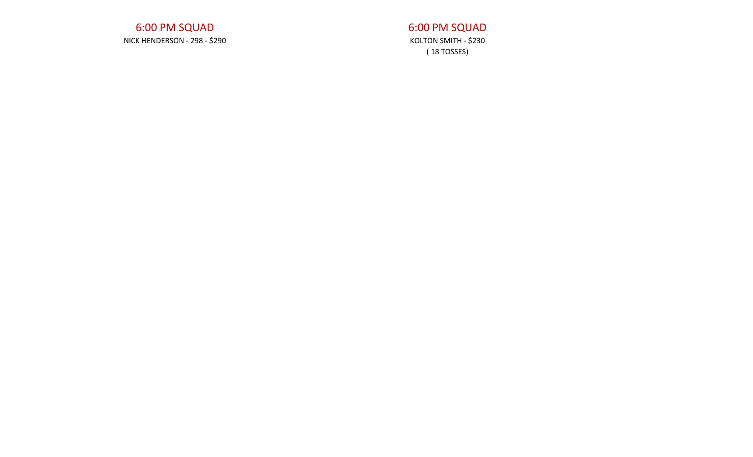## 6:00 PM SQUAD

NICK HENDERSON - 298 - $290

## 6:00 PM SQUAD

KOLTON SMITH - $230

( 18 TOSSES)